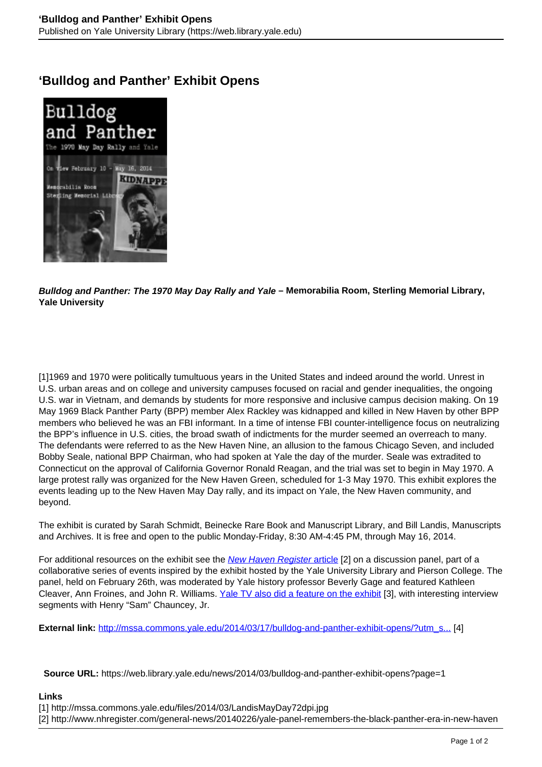# 'Bulldog and Panther' Exhibit Opens

***Bulldog and Panther: The 1970 May Day Rally and Yale* – Memorabilia Room, Sterling Memorial Library, Yale University**

[1]1969 and 1970 were politically tumultuous years in the United States and indeed around the world. Unrest in U.S. urban areas and on college and university campuses focused on racial and gender inequalities, the ongoing U.S. war in Vietnam, and demands by students for more responsive and inclusive campus decision making. On 19 May 1969 Black Panther Party (BPP) member Alex Rackley was kidnapped and killed in New Haven by other BPP members who believed he was an FBI informant. In a time of intense FBI counter-intelligence focus on neutralizing the BPP's influence in U.S. cities, the broad swath of indictments for the murder seemed an overreach to many. The defendants were referred to as the New Haven Nine, an allusion to the famous Chicago Seven, and included Bobby Seale, national BPP Chairman, who had spoken at Yale the day of the murder. Seale was extradited to Connecticut on the approval of California Governor Ronald Reagan, and the trial was set to begin in May 1970. A large protest rally was organized for the New Haven Green, scheduled for 1-3 May 1970. This exhibit explores the events leading up to the New Haven May Day rally, and its impact on Yale, the New Haven community, and beyond.

The exhibit is curated by Sarah Schmidt, Beinecke Rare Book and Manuscript Library, and Bill Landis, Manuscripts and Archives. It is free and open to the public Monday-Friday, 8:30 AM-4:45 PM, through May 16, 2014.

For additional resources on the exhibit see the *New Haven Register* article [2] on a discussion panel, part of a collaborative series of events inspired by the exhibit hosted by the Yale University Library and Pierson College. The panel, held on February 26th, was moderated by Yale history professor Beverly Gage and featured Kathleen Cleaver, Ann Froines, and John R. Williams. Yale TV also did a feature on the exhibit [3], with interesting interview segments with Henry "Sam" Chauncey, Jr.

**External link:** http://mssa.commons.yale.edu/2014/03/17/bulldog-and-panther-exhibit-opens/?utm_s... [4]

**Source URL:** https://web.library.yale.edu/news/2014/03/bulldog-and-panther-exhibit-opens?page=1

**Links**

[1] http://mssa.commons.yale.edu/files/2014/03/LandisMayDay72dpi.jpg
[2] http://www.nhregister.com/general-news/20140226/yale-panel-remembers-the-black-panther-era-in-new-haven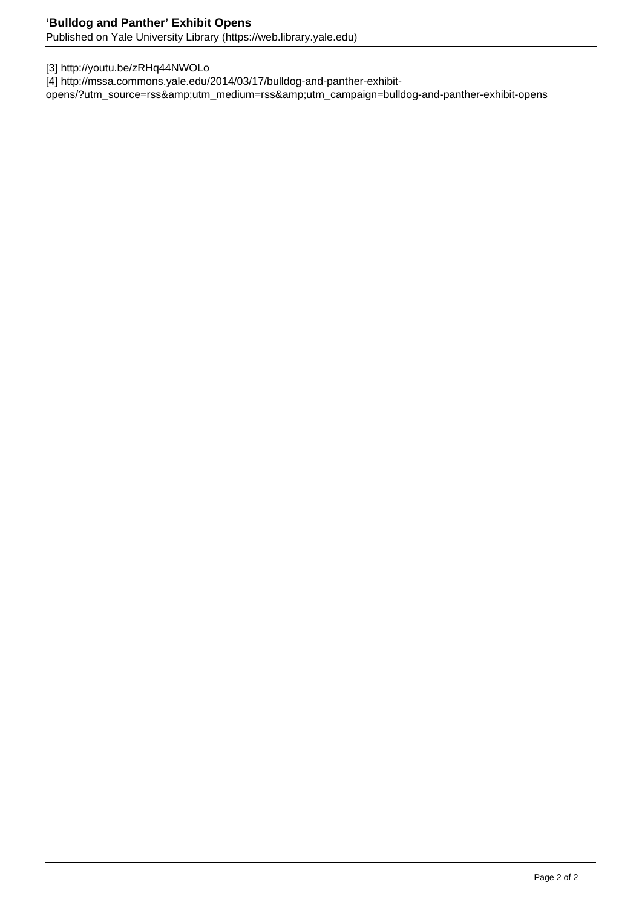[3] http://youtu.be/zRHq44NWOLo
[4] http://mssa.commons.yale.edu/2014/03/17/bulldog-and-panther-exhibit-opens/?utm_source=rss&amp;utm_medium=rss&amp;utm_campaign=bulldog-and-panther-exhibit-opens